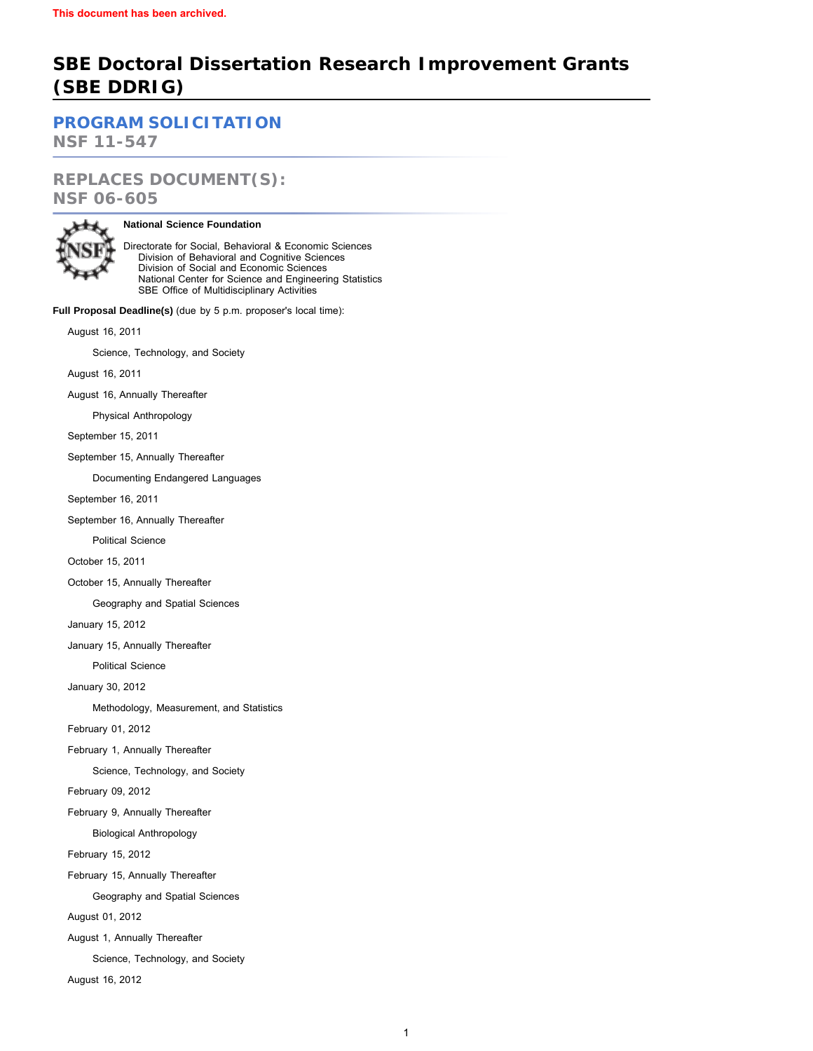This document has been archived.

# SBE Doctoral Dissertation Research Improvement Grants (SBE DDRIG)

## PROGRAM SOLICITATION
NSF 11-547

## REPLACES DOCUMENT(S):
NSF 06-605

**National Science Foundation**

Directorate for Social, Behavioral & Economic Sciences
  Division of Behavioral and Cognitive Sciences
  Division of Social and Economic Sciences
  National Center for Science and Engineering Statistics
  SBE Office of Multidisciplinary Activities

**Full Proposal Deadline(s)** (due by 5 p.m. proposer's local time):

August 16, 2011

  Science, Technology, and Society

August 16, 2011

August 16, Annually Thereafter

  Physical Anthropology

September 15, 2011

September 15, Annually Thereafter

  Documenting Endangered Languages

September 16, 2011

September 16, Annually Thereafter

  Political Science

October 15, 2011

October 15, Annually Thereafter

  Geography and Spatial Sciences

January 15, 2012

January 15, Annually Thereafter

  Political Science

January 30, 2012

  Methodology, Measurement, and Statistics

February 01, 2012

February 1, Annually Thereafter

  Science, Technology, and Society

February 09, 2012

February 9, Annually Thereafter

  Biological Anthropology

February 15, 2012

February 15, Annually Thereafter

  Geography and Spatial Sciences

August 01, 2012

August 1, Annually Thereafter

  Science, Technology, and Society

August 16, 2012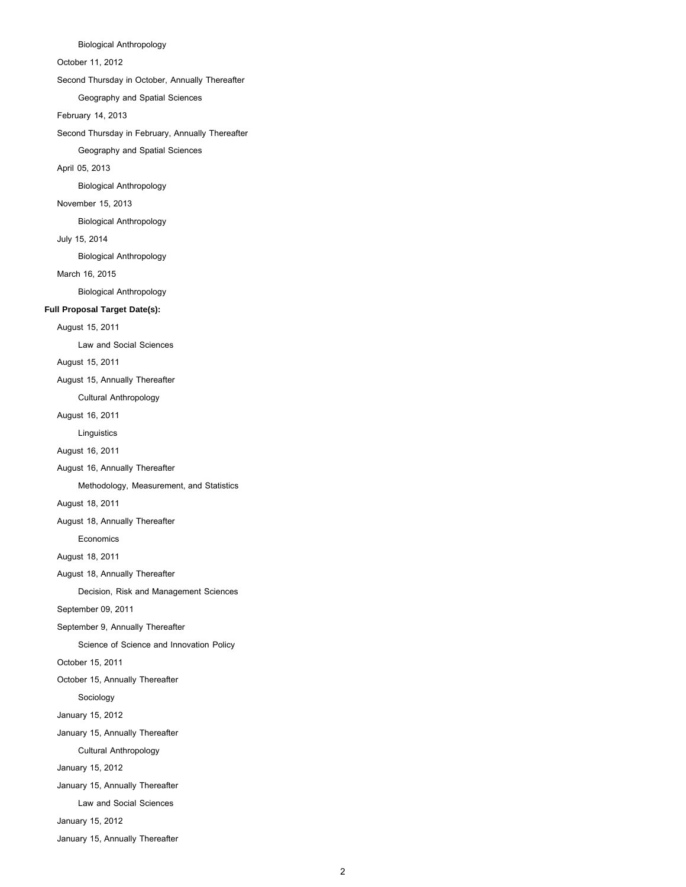Biological Anthropology

October 11, 2012

Second Thursday in October, Annually Thereafter

Geography and Spatial Sciences

February 14, 2013

Second Thursday in February, Annually Thereafter

Geography and Spatial Sciences

April 05, 2013

Biological Anthropology

November 15, 2013

Biological Anthropology

July 15, 2014

Biological Anthropology

March 16, 2015

Biological Anthropology

**Full Proposal Target Date(s):**

August 15, 2011

Law and Social Sciences

August 15, 2011

August 15, Annually Thereafter

Cultural Anthropology

August 16, 2011

Linguistics

August 16, 2011

August 16, Annually Thereafter

Methodology, Measurement, and Statistics

August 18, 2011

August 18, Annually Thereafter

Economics

August 18, 2011

August 18, Annually Thereafter

Decision, Risk and Management Sciences

September 09, 2011

September 9, Annually Thereafter

Science of Science and Innovation Policy

October 15, 2011

October 15, Annually Thereafter

Sociology

January 15, 2012

January 15, Annually Thereafter

Cultural Anthropology

January 15, 2012

January 15, Annually Thereafter

Law and Social Sciences

January 15, 2012

January 15, Annually Thereafter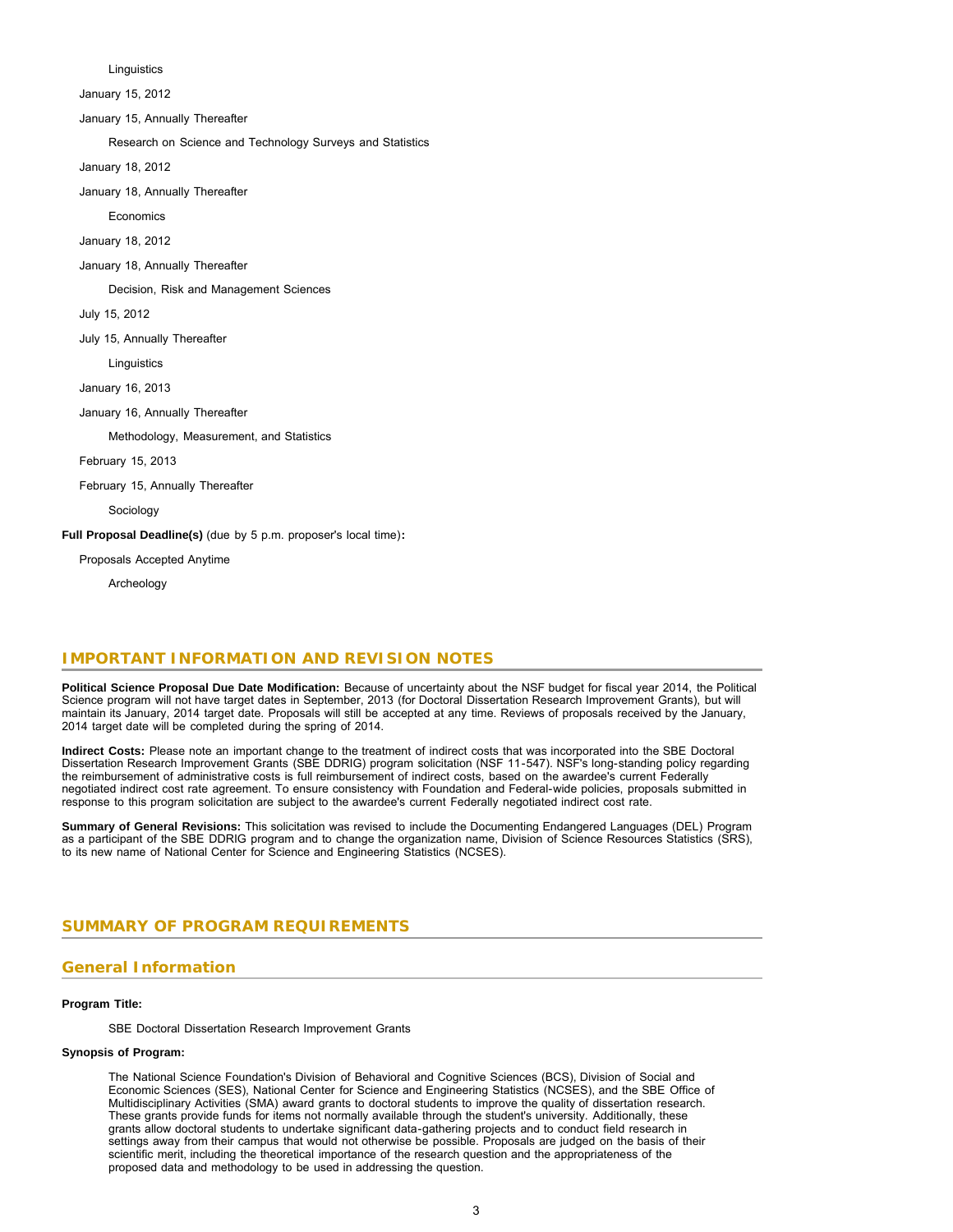Linguistics

January 15, 2012

January 15, Annually Thereafter

Research on Science and Technology Surveys and Statistics

January 18, 2012

January 18, Annually Thereafter

Economics

January 18, 2012

January 18, Annually Thereafter

Decision, Risk and Management Sciences

July 15, 2012

July 15, Annually Thereafter

Linguistics

January 16, 2013

January 16, Annually Thereafter

Methodology, Measurement, and Statistics

February 15, 2013

February 15, Annually Thereafter

Sociology

**Full Proposal Deadline(s)** (due by 5 p.m. proposer's local time)**:**

Proposals Accepted Anytime

Archeology

## IMPORTANT INFORMATION AND REVISION NOTES

**Political Science Proposal Due Date Modification:** Because of uncertainty about the NSF budget for fiscal year 2014, the Political Science program will not have target dates in September, 2013 (for Doctoral Dissertation Research Improvement Grants), but will maintain its January, 2014 target date. Proposals will still be accepted at any time. Reviews of proposals received by the January, 2014 target date will be completed during the spring of 2014.

**Indirect Costs:** Please note an important change to the treatment of indirect costs that was incorporated into the SBE Doctoral Dissertation Research Improvement Grants (SBE DDRIG) program solicitation (NSF 11-547). NSF's long-standing policy regarding the reimbursement of administrative costs is full reimbursement of indirect costs, based on the awardee's current Federally negotiated indirect cost rate agreement. To ensure consistency with Foundation and Federal-wide policies, proposals submitted in response to this program solicitation are subject to the awardee's current Federally negotiated indirect cost rate.

**Summary of General Revisions:** This solicitation was revised to include the Documenting Endangered Languages (DEL) Program as a participant of the SBE DDRIG program and to change the organization name, Division of Science Resources Statistics (SRS), to its new name of National Center for Science and Engineering Statistics (NCSES).

## SUMMARY OF PROGRAM REQUIREMENTS

### General Information

**Program Title:**

SBE Doctoral Dissertation Research Improvement Grants

**Synopsis of Program:**

The National Science Foundation's Division of Behavioral and Cognitive Sciences (BCS), Division of Social and Economic Sciences (SES), National Center for Science and Engineering Statistics (NCSES), and the SBE Office of Multidisciplinary Activities (SMA) award grants to doctoral students to improve the quality of dissertation research. These grants provide funds for items not normally available through the student's university. Additionally, these grants allow doctoral students to undertake significant data-gathering projects and to conduct field research in settings away from their campus that would not otherwise be possible. Proposals are judged on the basis of their scientific merit, including the theoretical importance of the research question and the appropriateness of the proposed data and methodology to be used in addressing the question.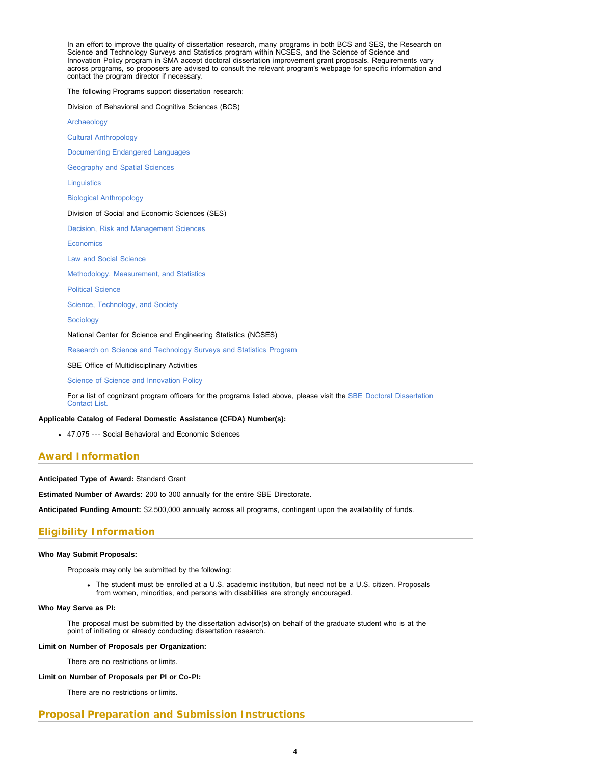In an effort to improve the quality of dissertation research, many programs in both BCS and SES, the Research on Science and Technology Surveys and Statistics program within NCSES, and the Science of Science and Innovation Policy program in SMA accept doctoral dissertation improvement grant proposals. Requirements vary across programs, so proposers are advised to consult the relevant program's webpage for specific information and contact the program director if necessary.

The following Programs support dissertation research:

Division of Behavioral and Cognitive Sciences (BCS)

Archaeology

Cultural Anthropology

Documenting Endangered Languages

Geography and Spatial Sciences

Linguistics

Biological Anthropology

Division of Social and Economic Sciences (SES)

Decision, Risk and Management Sciences

Economics

Law and Social Science

Methodology, Measurement, and Statistics

Political Science

Science, Technology, and Society

Sociology

National Center for Science and Engineering Statistics (NCSES)

Research on Science and Technology Surveys and Statistics Program

SBE Office of Multidisciplinary Activities

Science of Science and Innovation Policy

For a list of cognizant program officers for the programs listed above, please visit the SBE Doctoral Dissertation Contact List.

**Applicable Catalog of Federal Domestic Assistance (CFDA) Number(s):**

- 47.075 --- Social Behavioral and Economic Sciences

## Award Information

**Anticipated Type of Award:** Standard Grant

**Estimated Number of Awards:** 200 to 300 annually for the entire SBE Directorate.

**Anticipated Funding Amount:** $2,500,000 annually across all programs, contingent upon the availability of funds.

## Eligibility Information

**Who May Submit Proposals:**

Proposals may only be submitted by the following:

- The student must be enrolled at a U.S. academic institution, but need not be a U.S. citizen. Proposals from women, minorities, and persons with disabilities are strongly encouraged.

**Who May Serve as PI:**

The proposal must be submitted by the dissertation advisor(s) on behalf of the graduate student who is at the point of initiating or already conducting dissertation research.

**Limit on Number of Proposals per Organization:**

There are no restrictions or limits.

**Limit on Number of Proposals per PI or Co-PI:**

There are no restrictions or limits.

## Proposal Preparation and Submission Instructions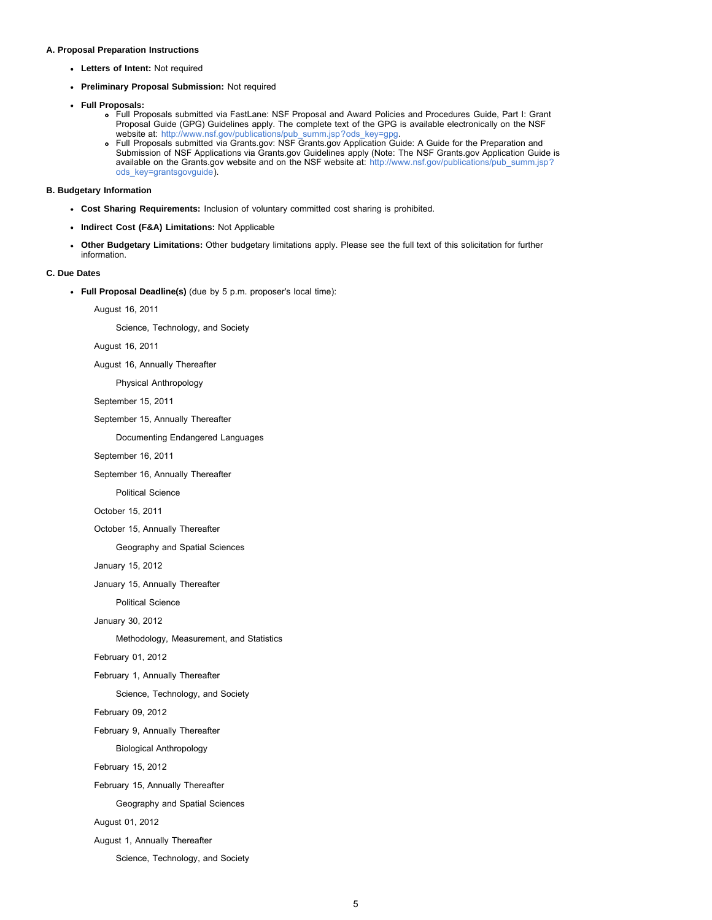**A. Proposal Preparation Instructions**

- **Letters of Intent:** Not required
- **Preliminary Proposal Submission:** Not required
- **Full Proposals:**
    - Full Proposals submitted via FastLane: NSF Proposal and Award Policies and Procedures Guide, Part I: Grant Proposal Guide (GPG) Guidelines apply. The complete text of the GPG is available electronically on the NSF website at: http://www.nsf.gov/publications/pub_summ.jsp?ods_key=gpg.
    - Full Proposals submitted via Grants.gov: NSF Grants.gov Application Guide: A Guide for the Preparation and Submission of NSF Applications via Grants.gov Guidelines apply (Note: The NSF Grants.gov Application Guide is available on the Grants.gov website and on the NSF website at: http://www.nsf.gov/publications/pub_summ.jsp?ods_key=grantsgovguide).

**B. Budgetary Information**

- **Cost Sharing Requirements:** Inclusion of voluntary committed cost sharing is prohibited.
- **Indirect Cost (F&A) Limitations:** Not Applicable
- **Other Budgetary Limitations:** Other budgetary limitations apply. Please see the full text of this solicitation for further information.

**C. Due Dates**

- **Full Proposal Deadline(s)** (due by 5 p.m. proposer's local time):

    August 16, 2011

        Science, Technology, and Society

    August 16, 2011

    August 16, Annually Thereafter

        Physical Anthropology

    September 15, 2011

    September 15, Annually Thereafter

        Documenting Endangered Languages

    September 16, 2011

    September 16, Annually Thereafter

        Political Science

    October 15, 2011

    October 15, Annually Thereafter

        Geography and Spatial Sciences

    January 15, 2012

    January 15, Annually Thereafter

        Political Science

    January 30, 2012

        Methodology, Measurement, and Statistics

    February 01, 2012

    February 1, Annually Thereafter

        Science, Technology, and Society

    February 09, 2012

    February 9, Annually Thereafter

        Biological Anthropology

    February 15, 2012

    February 15, Annually Thereafter

        Geography and Spatial Sciences

    August 01, 2012

    August 1, Annually Thereafter

        Science, Technology, and Society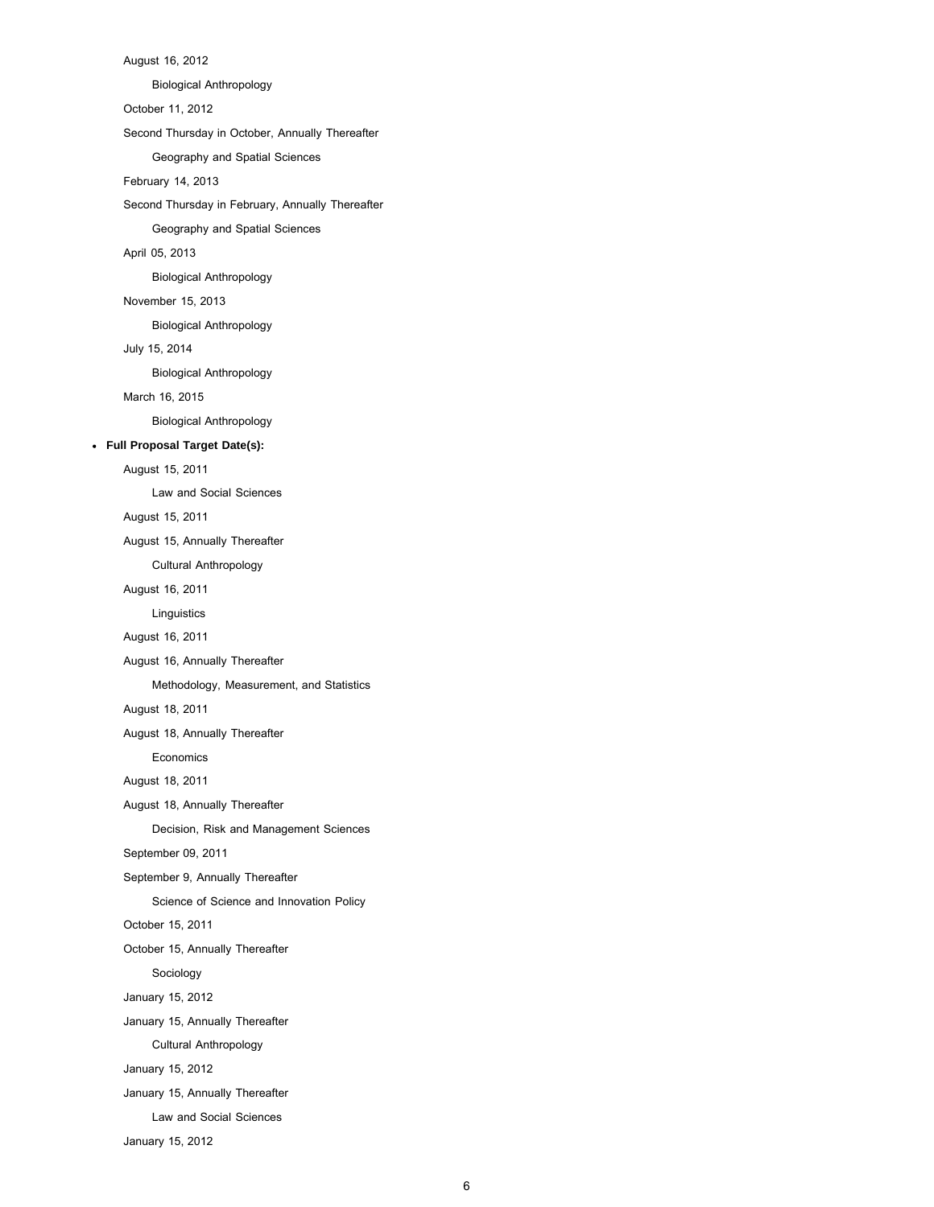August 16, 2012

Biological Anthropology

October 11, 2012

Second Thursday in October, Annually Thereafter

Geography and Spatial Sciences

February 14, 2013

Second Thursday in February, Annually Thereafter

Geography and Spatial Sciences

April 05, 2013

Biological Anthropology

November 15, 2013

Biological Anthropology

July 15, 2014

Biological Anthropology

March 16, 2015

Biological Anthropology

- **Full Proposal Target Date(s):**

August 15, 2011

Law and Social Sciences

August 15, 2011

August 15, Annually Thereafter

Cultural Anthropology

August 16, 2011

Linguistics

August 16, 2011

August 16, Annually Thereafter

Methodology, Measurement, and Statistics

August 18, 2011

August 18, Annually Thereafter

Economics

August 18, 2011

August 18, Annually Thereafter

Decision, Risk and Management Sciences

September 09, 2011

September 9, Annually Thereafter

Science of Science and Innovation Policy

October 15, 2011

October 15, Annually Thereafter

Sociology

January 15, 2012

January 15, Annually Thereafter

Cultural Anthropology

January 15, 2012

January 15, Annually Thereafter

Law and Social Sciences

January 15, 2012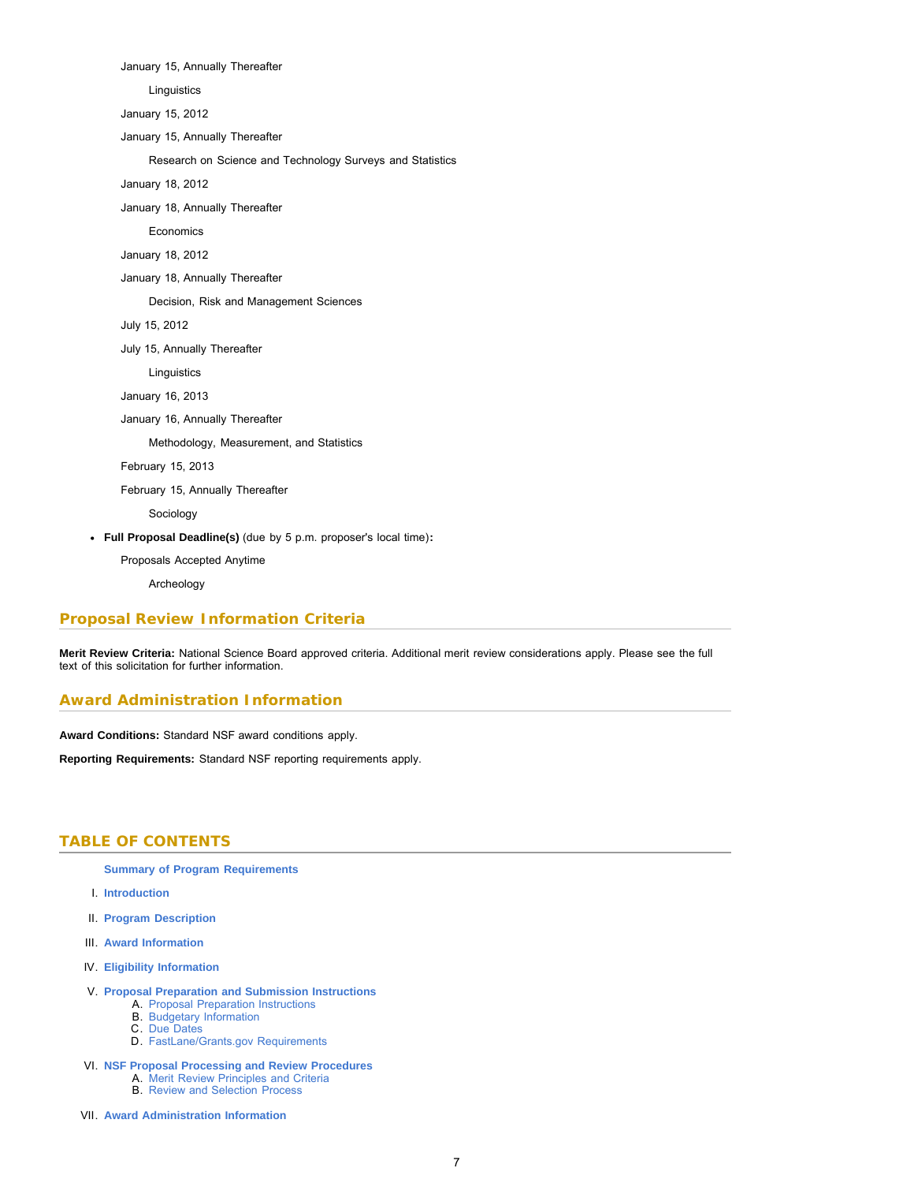January 15, Annually Thereafter

Linguistics

January 15, 2012

January 15, Annually Thereafter

Research on Science and Technology Surveys and Statistics

January 18, 2012

January 18, Annually Thereafter

Economics

January 18, 2012

January 18, Annually Thereafter

Decision, Risk and Management Sciences

July 15, 2012

July 15, Annually Thereafter

Linguistics

January 16, 2013

January 16, Annually Thereafter

Methodology, Measurement, and Statistics

February 15, 2013

February 15, Annually Thereafter

Sociology

- **Full Proposal Deadline(s)** (due by 5 p.m. proposer's local time)**:**

  Proposals Accepted Anytime

  Archeology

## Proposal Review Information Criteria

**Merit Review Criteria:** National Science Board approved criteria. Additional merit review considerations apply. Please see the full text of this solicitation for further information.

## Award Administration Information

**Award Conditions:** Standard NSF award conditions apply.

**Reporting Requirements:** Standard NSF reporting requirements apply.

## TABLE OF CONTENTS

**Summary of Program Requirements**

I. **Introduction**

II. **Program Description**

III. **Award Information**

IV. **Eligibility Information**

V. **Proposal Preparation and Submission Instructions**
   A. Proposal Preparation Instructions
   B. Budgetary Information
   C. Due Dates
   D. FastLane/Grants.gov Requirements

VI. **NSF Proposal Processing and Review Procedures**
   A. Merit Review Principles and Criteria
   B. Review and Selection Process

VII. **Award Administration Information**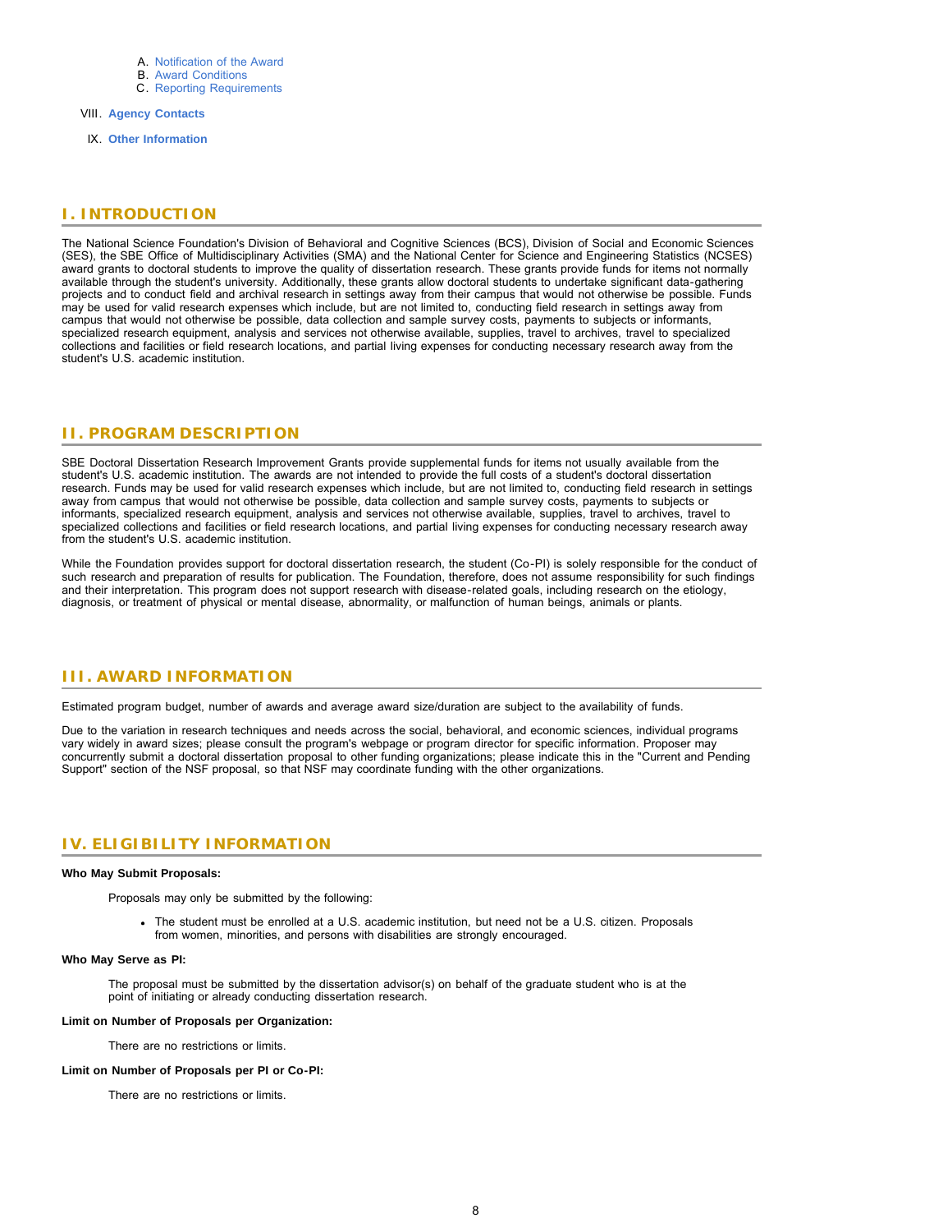A. Notification of the Award
   B. Award Conditions
   C. Reporting Requirements

VIII. **Agency Contacts**

IX. **Other Information**

## I. INTRODUCTION

The National Science Foundation's Division of Behavioral and Cognitive Sciences (BCS), Division of Social and Economic Sciences (SES), the SBE Office of Multidisciplinary Activities (SMA) and the National Center for Science and Engineering Statistics (NCSES) award grants to doctoral students to improve the quality of dissertation research. These grants provide funds for items not normally available through the student's university. Additionally, these grants allow doctoral students to undertake significant data-gathering projects and to conduct field and archival research in settings away from their campus that would not otherwise be possible. Funds may be used for valid research expenses which include, but are not limited to, conducting field research in settings away from campus that would not otherwise be possible, data collection and sample survey costs, payments to subjects or informants, specialized research equipment, analysis and services not otherwise available, supplies, travel to archives, travel to specialized collections and facilities or field research locations, and partial living expenses for conducting necessary research away from the student's U.S. academic institution.

## II. PROGRAM DESCRIPTION

SBE Doctoral Dissertation Research Improvement Grants provide supplemental funds for items not usually available from the student's U.S. academic institution. The awards are not intended to provide the full costs of a student's doctoral dissertation research. Funds may be used for valid research expenses which include, but are not limited to, conducting field research in settings away from campus that would not otherwise be possible, data collection and sample survey costs, payments to subjects or informants, specialized research equipment, analysis and services not otherwise available, supplies, travel to archives, travel to specialized collections and facilities or field research locations, and partial living expenses for conducting necessary research away from the student's U.S. academic institution.

While the Foundation provides support for doctoral dissertation research, the student (Co-PI) is solely responsible for the conduct of such research and preparation of results for publication. The Foundation, therefore, does not assume responsibility for such findings and their interpretation. This program does not support research with disease-related goals, including research on the etiology, diagnosis, or treatment of physical or mental disease, abnormality, or malfunction of human beings, animals or plants.

## III. AWARD INFORMATION

Estimated program budget, number of awards and average award size/duration are subject to the availability of funds.

Due to the variation in research techniques and needs across the social, behavioral, and economic sciences, individual programs vary widely in award sizes; please consult the program's webpage or program director for specific information. Proposer may concurrently submit a doctoral dissertation proposal to other funding organizations; please indicate this in the "Current and Pending Support" section of the NSF proposal, so that NSF may coordinate funding with the other organizations.

## IV. ELIGIBILITY INFORMATION

**Who May Submit Proposals:**

Proposals may only be submitted by the following:

- The student must be enrolled at a U.S. academic institution, but need not be a U.S. citizen. Proposals from women, minorities, and persons with disabilities are strongly encouraged.

**Who May Serve as PI:**

The proposal must be submitted by the dissertation advisor(s) on behalf of the graduate student who is at the point of initiating or already conducting dissertation research.

**Limit on Number of Proposals per Organization:**

There are no restrictions or limits.

**Limit on Number of Proposals per PI or Co-PI:**

There are no restrictions or limits.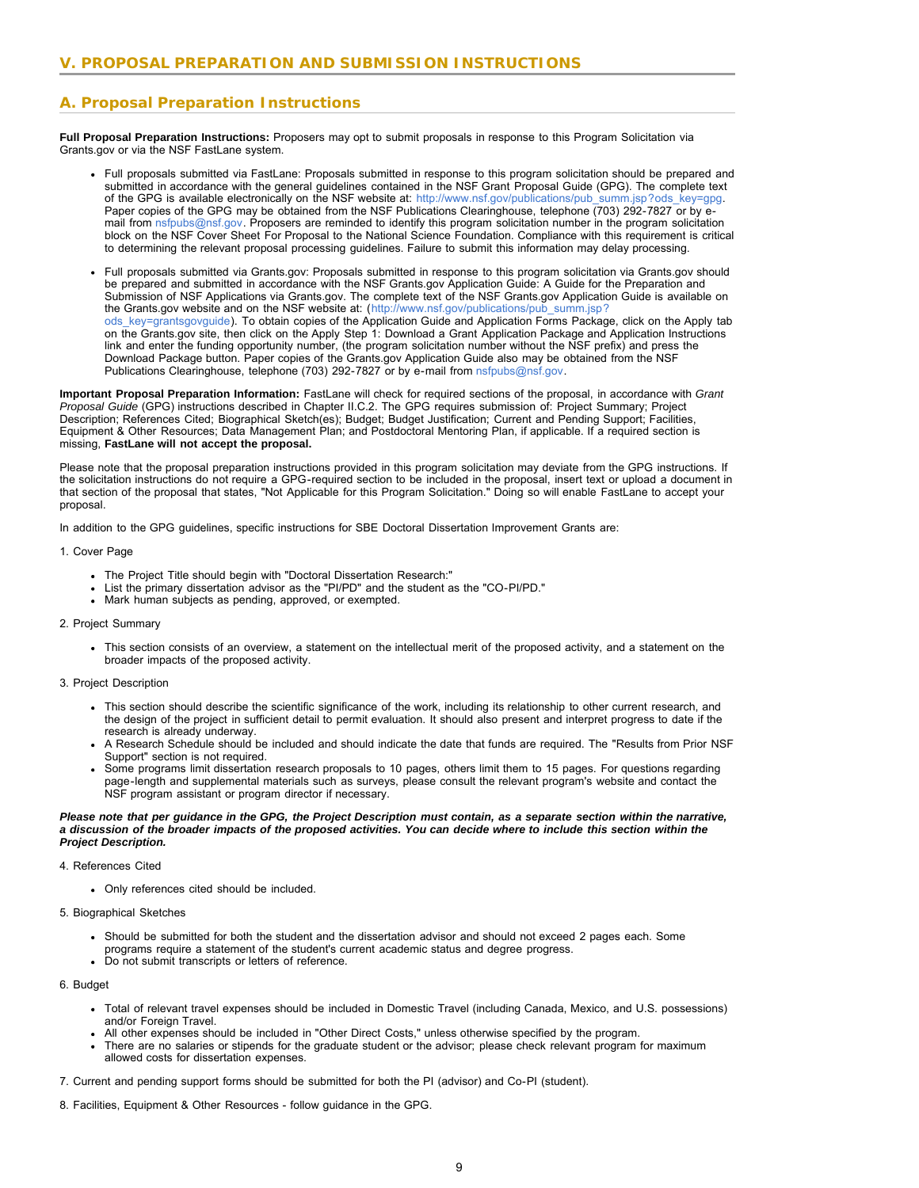## V. PROPOSAL PREPARATION AND SUBMISSION INSTRUCTIONS

### A. Proposal Preparation Instructions

**Full Proposal Preparation Instructions:** Proposers may opt to submit proposals in response to this Program Solicitation via Grants.gov or via the NSF FastLane system.

- Full proposals submitted via FastLane: Proposals submitted in response to this program solicitation should be prepared and submitted in accordance with the general guidelines contained in the NSF Grant Proposal Guide (GPG). The complete text of the GPG is available electronically on the NSF website at: http://www.nsf.gov/publications/pub_summ.jsp?ods_key=gpg. Paper copies of the GPG may be obtained from the NSF Publications Clearinghouse, telephone (703) 292-7827 or by e-mail from nsfpubs@nsf.gov. Proposers are reminded to identify this program solicitation number in the program solicitation block on the NSF Cover Sheet For Proposal to the National Science Foundation. Compliance with this requirement is critical to determining the relevant proposal processing guidelines. Failure to submit this information may delay processing.
- Full proposals submitted via Grants.gov: Proposals submitted in response to this program solicitation via Grants.gov should be prepared and submitted in accordance with the NSF Grants.gov Application Guide: A Guide for the Preparation and Submission of NSF Applications via Grants.gov. The complete text of the NSF Grants.gov Application Guide is available on the Grants.gov website and on the NSF website at: (http://www.nsf.gov/publications/pub_summ.jsp?ods_key=grantsgovguide). To obtain copies of the Application Guide and Application Forms Package, click on the Apply tab on the Grants.gov site, then click on the Apply Step 1: Download a Grant Application Package and Application Instructions link and enter the funding opportunity number, (the program solicitation number without the NSF prefix) and press the Download Package button. Paper copies of the Grants.gov Application Guide also may be obtained from the NSF Publications Clearinghouse, telephone (703) 292-7827 or by e-mail from nsfpubs@nsf.gov.

**Important Proposal Preparation Information:** FastLane will check for required sections of the proposal, in accordance with *Grant Proposal Guide* (GPG) instructions described in Chapter II.C.2. The GPG requires submission of: Project Summary; Project Description; References Cited; Biographical Sketch(es); Budget; Budget Justification; Current and Pending Support; Facilities, Equipment & Other Resources; Data Management Plan; and Postdoctoral Mentoring Plan, if applicable. If a required section is missing, **FastLane will not accept the proposal.**

Please note that the proposal preparation instructions provided in this program solicitation may deviate from the GPG instructions. If the solicitation instructions do not require a GPG-required section to be included in the proposal, insert text or upload a document in that section of the proposal that states, "Not Applicable for this Program Solicitation." Doing so will enable FastLane to accept your proposal.

In addition to the GPG guidelines, specific instructions for SBE Doctoral Dissertation Improvement Grants are:

1. Cover Page

   - The Project Title should begin with "Doctoral Dissertation Research:"
   - List the primary dissertation advisor as the "PI/PD" and the student as the "CO-PI/PD."
   - Mark human subjects as pending, approved, or exempted.

2. Project Summary

   - This section consists of an overview, a statement on the intellectual merit of the proposed activity, and a statement on the broader impacts of the proposed activity.

3. Project Description

   - This section should describe the scientific significance of the work, including its relationship to other current research, and the design of the project in sufficient detail to permit evaluation. It should also present and interpret progress to date if the research is already underway.
   - A Research Schedule should be included and should indicate the date that funds are required. The "Results from Prior NSF Support" section is not required.
   - Some programs limit dissertation research proposals to 10 pages, others limit them to 15 pages. For questions regarding page-length and supplemental materials such as surveys, please consult the relevant program's website and contact the NSF program assistant or program director if necessary.

***Please note that per guidance in the GPG, the Project Description must contain, as a separate section within the narrative, a discussion of the broader impacts of the proposed activities. You can decide where to include this section within the Project Description.***

4. References Cited

   - Only references cited should be included.

5. Biographical Sketches

   - Should be submitted for both the student and the dissertation advisor and should not exceed 2 pages each. Some programs require a statement of the student's current academic status and degree progress.
   - Do not submit transcripts or letters of reference.

6. Budget

   - Total of relevant travel expenses should be included in Domestic Travel (including Canada, Mexico, and U.S. possessions) and/or Foreign Travel.
   - All other expenses should be included in "Other Direct Costs," unless otherwise specified by the program.
   - There are no salaries or stipends for the graduate student or the advisor; please check relevant program for maximum allowed costs for dissertation expenses.

7. Current and pending support forms should be submitted for both the PI (advisor) and Co-PI (student).

8. Facilities, Equipment & Other Resources - follow guidance in the GPG.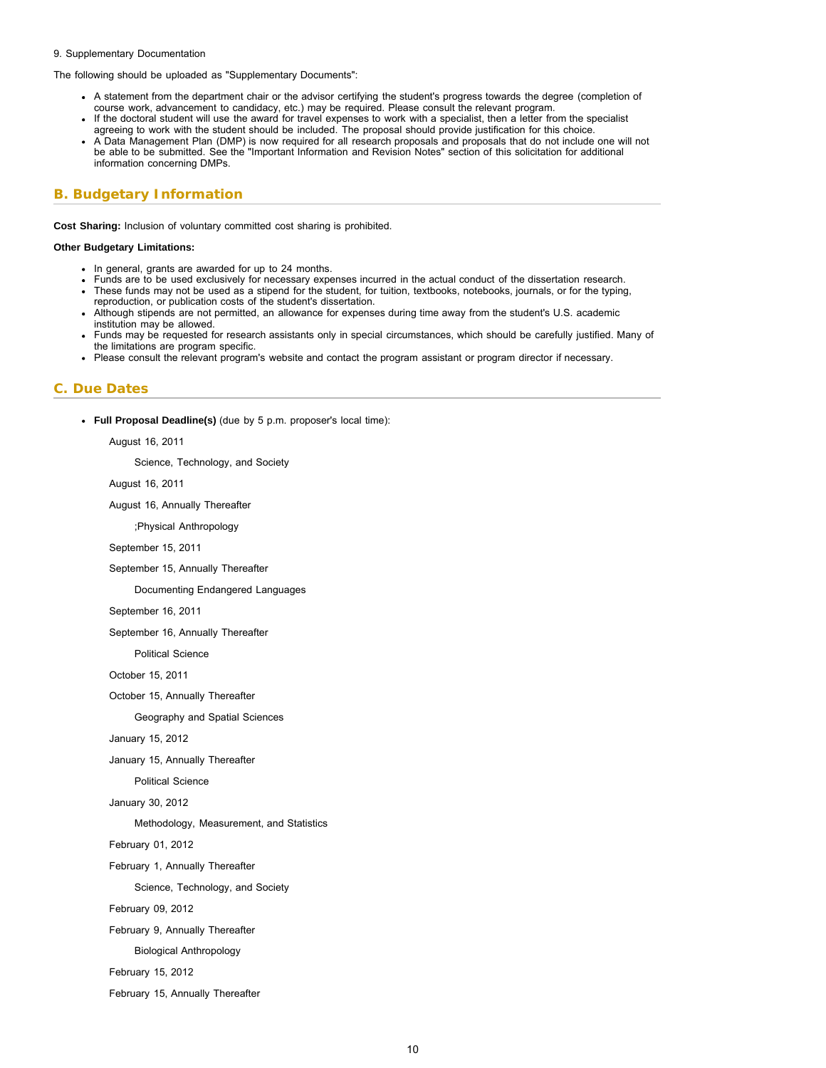9. Supplementary Documentation

The following should be uploaded as "Supplementary Documents":

- A statement from the department chair or the advisor certifying the student's progress towards the degree (completion of course work, advancement to candidacy, etc.) may be required. Please consult the relevant program.
- If the doctoral student will use the award for travel expenses to work with a specialist, then a letter from the specialist agreeing to work with the student should be included. The proposal should provide justification for this choice.
- A Data Management Plan (DMP) is now required for all research proposals and proposals that do not include one will not be able to be submitted. See the "Important Information and Revision Notes" section of this solicitation for additional information concerning DMPs.

## B. Budgetary Information

**Cost Sharing:** Inclusion of voluntary committed cost sharing is prohibited.

**Other Budgetary Limitations:**

- In general, grants are awarded for up to 24 months.
- Funds are to be used exclusively for necessary expenses incurred in the actual conduct of the dissertation research.
- These funds may not be used as a stipend for the student, for tuition, textbooks, notebooks, journals, or for the typing, reproduction, or publication costs of the student's dissertation.
- Although stipends are not permitted, an allowance for expenses during time away from the student's U.S. academic institution may be allowed.
- Funds may be requested for research assistants only in special circumstances, which should be carefully justified. Many of the limitations are program specific.
- Please consult the relevant program's website and contact the program assistant or program director if necessary.

## C. Due Dates

- **Full Proposal Deadline(s)** (due by 5 p.m. proposer's local time):

  August 16, 2011

  Science, Technology, and Society

  August 16, 2011

  August 16, Annually Thereafter

  ;Physical Anthropology

  September 15, 2011

  September 15, Annually Thereafter

  Documenting Endangered Languages

  September 16, 2011

  September 16, Annually Thereafter

  Political Science

  October 15, 2011

  October 15, Annually Thereafter

  Geography and Spatial Sciences

  January 15, 2012

  January 15, Annually Thereafter

  Political Science

  January 30, 2012

  Methodology, Measurement, and Statistics

  February 01, 2012

  February 1, Annually Thereafter

  Science, Technology, and Society

  February 09, 2012

  February 9, Annually Thereafter

  Biological Anthropology

  February 15, 2012

  February 15, Annually Thereafter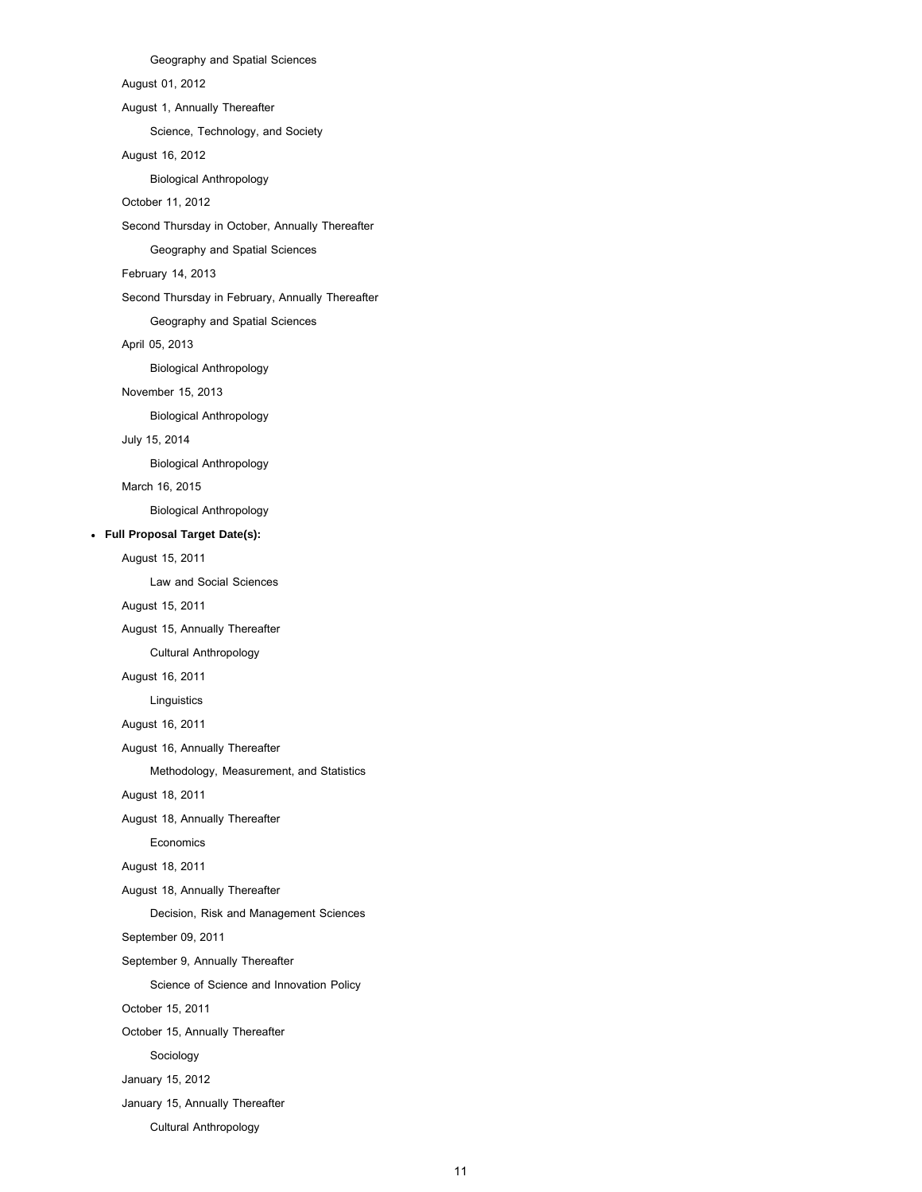Geography and Spatial Sciences

August 01, 2012

August 1, Annually Thereafter

Science, Technology, and Society

August 16, 2012

Biological Anthropology

October 11, 2012

Second Thursday in October, Annually Thereafter

Geography and Spatial Sciences

February 14, 2013

Second Thursday in February, Annually Thereafter

Geography and Spatial Sciences

April 05, 2013

Biological Anthropology

November 15, 2013

Biological Anthropology

July 15, 2014

Biological Anthropology

March 16, 2015

Biological Anthropology

- **Full Proposal Target Date(s):**

August 15, 2011

Law and Social Sciences

August 15, 2011

August 15, Annually Thereafter

Cultural Anthropology

August 16, 2011

Linguistics

August 16, 2011

August 16, Annually Thereafter

Methodology, Measurement, and Statistics

August 18, 2011

August 18, Annually Thereafter

Economics

August 18, 2011

August 18, Annually Thereafter

Decision, Risk and Management Sciences

September 09, 2011

September 9, Annually Thereafter

Science of Science and Innovation Policy

October 15, 2011

October 15, Annually Thereafter

Sociology

January 15, 2012

January 15, Annually Thereafter

Cultural Anthropology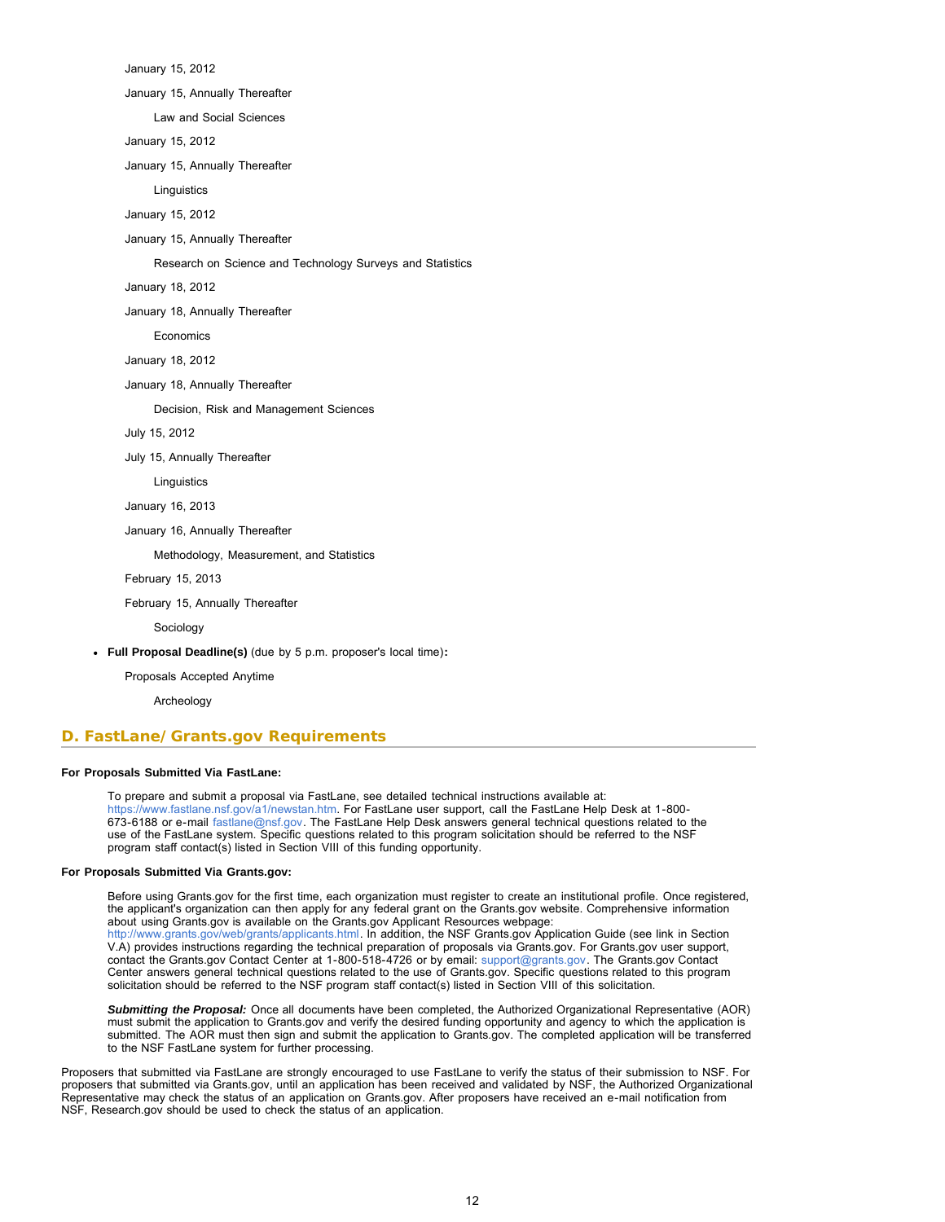January 15, 2012

January 15, Annually Thereafter

Law and Social Sciences

January 15, 2012

January 15, Annually Thereafter

Linguistics

January 15, 2012

January 15, Annually Thereafter

Research on Science and Technology Surveys and Statistics

January 18, 2012

January 18, Annually Thereafter

Economics

January 18, 2012

January 18, Annually Thereafter

Decision, Risk and Management Sciences

July 15, 2012

July 15, Annually Thereafter

Linguistics

January 16, 2013

January 16, Annually Thereafter

Methodology, Measurement, and Statistics

February 15, 2013

February 15, Annually Thereafter

Sociology

- **Full Proposal Deadline(s)** (due by 5 p.m. proposer's local time)**:**

Proposals Accepted Anytime

Archeology

## D. FastLane/Grants.gov Requirements

**For Proposals Submitted Via FastLane:**

To prepare and submit a proposal via FastLane, see detailed technical instructions available at: https://www.fastlane.nsf.gov/a1/newstan.htm. For FastLane user support, call the FastLane Help Desk at 1-800-673-6188 or e-mail fastlane@nsf.gov. The FastLane Help Desk answers general technical questions related to the use of the FastLane system. Specific questions related to this program solicitation should be referred to the NSF program staff contact(s) listed in Section VIII of this funding opportunity.

**For Proposals Submitted Via Grants.gov:**

Before using Grants.gov for the first time, each organization must register to create an institutional profile. Once registered, the applicant's organization can then apply for any federal grant on the Grants.gov website. Comprehensive information about using Grants.gov is available on the Grants.gov Applicant Resources webpage: http://www.grants.gov/web/grants/applicants.html. In addition, the NSF Grants.gov Application Guide (see link in Section V.A) provides instructions regarding the technical preparation of proposals via Grants.gov. For Grants.gov user support, contact the Grants.gov Contact Center at 1-800-518-4726 or by email: support@grants.gov. The Grants.gov Contact Center answers general technical questions related to the use of Grants.gov. Specific questions related to this program solicitation should be referred to the NSF program staff contact(s) listed in Section VIII of this solicitation.

***Submitting the Proposal:*** Once all documents have been completed, the Authorized Organizational Representative (AOR) must submit the application to Grants.gov and verify the desired funding opportunity and agency to which the application is submitted. The AOR must then sign and submit the application to Grants.gov. The completed application will be transferred to the NSF FastLane system for further processing.

Proposers that submitted via FastLane are strongly encouraged to use FastLane to verify the status of their submission to NSF. For proposers that submitted via Grants.gov, until an application has been received and validated by NSF, the Authorized Organizational Representative may check the status of an application on Grants.gov. After proposers have received an e-mail notification from NSF, Research.gov should be used to check the status of an application.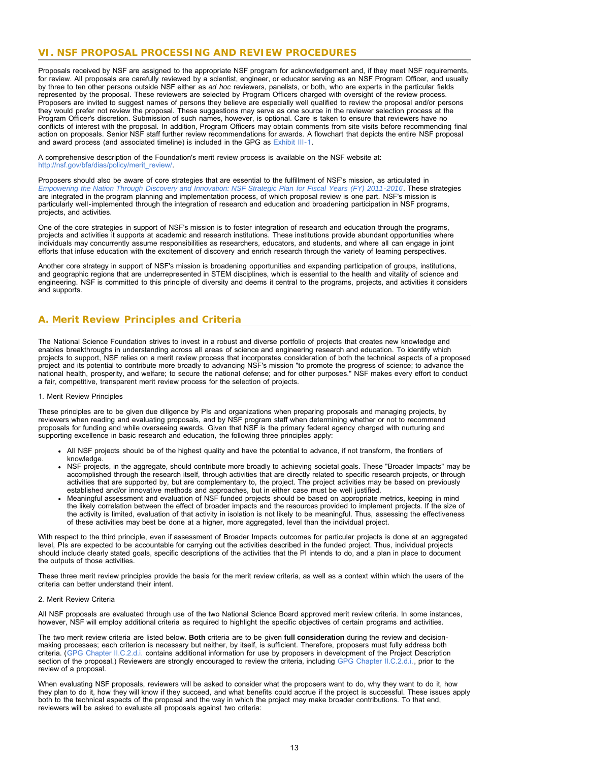## VI. NSF PROPOSAL PROCESSING AND REVIEW PROCEDURES

Proposals received by NSF are assigned to the appropriate NSF program for acknowledgement and, if they meet NSF requirements, for review. All proposals are carefully reviewed by a scientist, engineer, or educator serving as an NSF Program Officer, and usually by three to ten other persons outside NSF either as *ad hoc* reviewers, panelists, or both, who are experts in the particular fields represented by the proposal. These reviewers are selected by Program Officers charged with oversight of the review process. Proposers are invited to suggest names of persons they believe are especially well qualified to review the proposal and/or persons they would prefer not review the proposal. These suggestions may serve as one source in the reviewer selection process at the Program Officer's discretion. Submission of such names, however, is optional. Care is taken to ensure that reviewers have no conflicts of interest with the proposal. In addition, Program Officers may obtain comments from site visits before recommending final action on proposals. Senior NSF staff further review recommendations for awards. A flowchart that depicts the entire NSF proposal and award process (and associated timeline) is included in the GPG as Exhibit III-1.

A comprehensive description of the Foundation's merit review process is available on the NSF website at: http://nsf.gov/bfa/dias/policy/merit_review/.

Proposers should also be aware of core strategies that are essential to the fulfillment of NSF's mission, as articulated in *Empowering the Nation Through Discovery and Innovation: NSF Strategic Plan for Fiscal Years (FY) 2011-2016*. These strategies are integrated in the program planning and implementation process, of which proposal review is one part. NSF's mission is particularly well-implemented through the integration of research and education and broadening participation in NSF programs, projects, and activities.

One of the core strategies in support of NSF's mission is to foster integration of research and education through the programs, projects and activities it supports at academic and research institutions. These institutions provide abundant opportunities where individuals may concurrently assume responsibilities as researchers, educators, and students, and where all can engage in joint efforts that infuse education with the excitement of discovery and enrich research through the variety of learning perspectives.

Another core strategy in support of NSF's mission is broadening opportunities and expanding participation of groups, institutions, and geographic regions that are underrepresented in STEM disciplines, which is essential to the health and vitality of science and engineering. NSF is committed to this principle of diversity and deems it central to the programs, projects, and activities it considers and supports.

### A. Merit Review Principles and Criteria

The National Science Foundation strives to invest in a robust and diverse portfolio of projects that creates new knowledge and enables breakthroughs in understanding across all areas of science and engineering research and education. To identify which projects to support, NSF relies on a merit review process that incorporates consideration of both the technical aspects of a proposed project and its potential to contribute more broadly to advancing NSF's mission "to promote the progress of science; to advance the national health, prosperity, and welfare; to secure the national defense; and for other purposes." NSF makes every effort to conduct a fair, competitive, transparent merit review process for the selection of projects.

1. Merit Review Principles

These principles are to be given due diligence by PIs and organizations when preparing proposals and managing projects, by reviewers when reading and evaluating proposals, and by NSF program staff when determining whether or not to recommend proposals for funding and while overseeing awards. Given that NSF is the primary federal agency charged with nurturing and supporting excellence in basic research and education, the following three principles apply:

- All NSF projects should be of the highest quality and have the potential to advance, if not transform, the frontiers of knowledge.
- NSF projects, in the aggregate, should contribute more broadly to achieving societal goals. These "Broader Impacts" may be accomplished through the research itself, through activities that are directly related to specific research projects, or through activities that are supported by, but are complementary to, the project. The project activities may be based on previously established and/or innovative methods and approaches, but in either case must be well justified.
- Meaningful assessment and evaluation of NSF funded projects should be based on appropriate metrics, keeping in mind the likely correlation between the effect of broader impacts and the resources provided to implement projects. If the size of the activity is limited, evaluation of that activity in isolation is not likely to be meaningful. Thus, assessing the effectiveness of these activities may best be done at a higher, more aggregated, level than the individual project.

With respect to the third principle, even if assessment of Broader Impacts outcomes for particular projects is done at an aggregated level, PIs are expected to be accountable for carrying out the activities described in the funded project. Thus, individual projects should include clearly stated goals, specific descriptions of the activities that the PI intends to do, and a plan in place to document the outputs of those activities.

These three merit review principles provide the basis for the merit review criteria, as well as a context within which the users of the criteria can better understand their intent.

2. Merit Review Criteria

All NSF proposals are evaluated through use of the two National Science Board approved merit review criteria. In some instances, however, NSF will employ additional criteria as required to highlight the specific objectives of certain programs and activities.

The two merit review criteria are listed below. **Both** criteria are to be given **full consideration** during the review and decision-making processes; each criterion is necessary but neither, by itself, is sufficient. Therefore, proposers must fully address both criteria. (GPG Chapter II.C.2.d.i. contains additional information for use by proposers in development of the Project Description section of the proposal.) Reviewers are strongly encouraged to review the criteria, including GPG Chapter II.C.2.d.i., prior to the review of a proposal.

When evaluating NSF proposals, reviewers will be asked to consider what the proposers want to do, why they want to do it, how they plan to do it, how they will know if they succeed, and what benefits could accrue if the project is successful. These issues apply both to the technical aspects of the proposal and the way in which the project may make broader contributions. To that end, reviewers will be asked to evaluate all proposals against two criteria: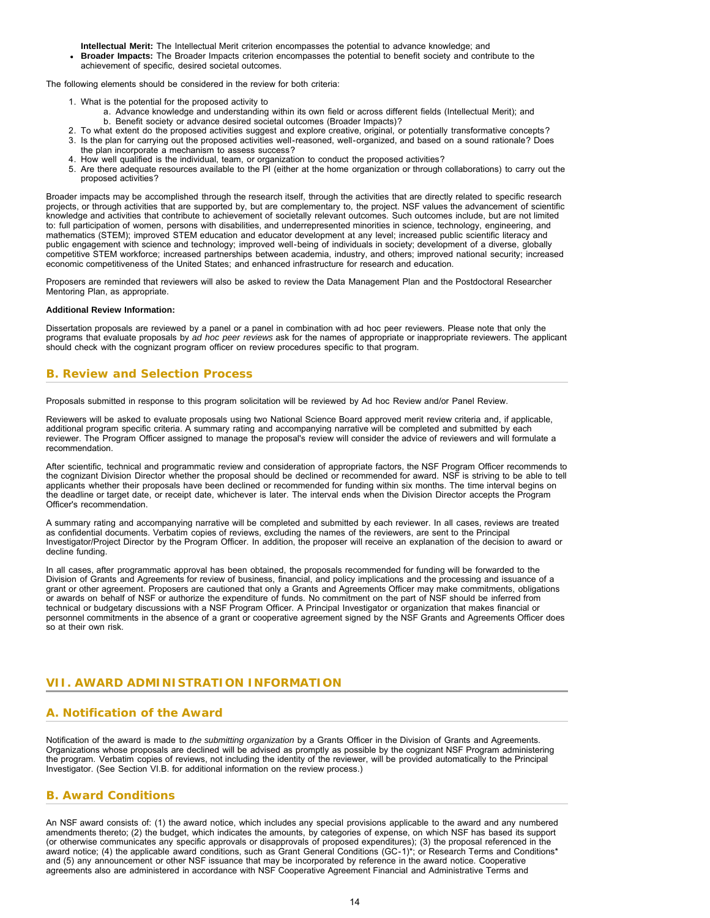- **Intellectual Merit:** The Intellectual Merit criterion encompasses the potential to advance knowledge; and
- **Broader Impacts:** The Broader Impacts criterion encompasses the potential to benefit society and contribute to the achievement of specific, desired societal outcomes.

The following elements should be considered in the review for both criteria:

1. What is the potential for the proposed activity to
   a. Advance knowledge and understanding within its own field or across different fields (Intellectual Merit); and
   b. Benefit society or advance desired societal outcomes (Broader Impacts)?
2. To what extent do the proposed activities suggest and explore creative, original, or potentially transformative concepts?
3. Is the plan for carrying out the proposed activities well-reasoned, well-organized, and based on a sound rationale? Does the plan incorporate a mechanism to assess success?
4. How well qualified is the individual, team, or organization to conduct the proposed activities?
5. Are there adequate resources available to the PI (either at the home organization or through collaborations) to carry out the proposed activities?

Broader impacts may be accomplished through the research itself, through the activities that are directly related to specific research projects, or through activities that are supported by, but are complementary to, the project. NSF values the advancement of scientific knowledge and activities that contribute to achievement of societally relevant outcomes. Such outcomes include, but are not limited to: full participation of women, persons with disabilities, and underrepresented minorities in science, technology, engineering, and mathematics (STEM); improved STEM education and educator development at any level; increased public scientific literacy and public engagement with science and technology; improved well-being of individuals in society; development of a diverse, globally competitive STEM workforce; increased partnerships between academia, industry, and others; improved national security; increased economic competitiveness of the United States; and enhanced infrastructure for research and education.

Proposers are reminded that reviewers will also be asked to review the Data Management Plan and the Postdoctoral Researcher Mentoring Plan, as appropriate.

**Additional Review Information:**

Dissertation proposals are reviewed by a panel or a panel in combination with ad hoc peer reviewers. Please note that only the programs that evaluate proposals by *ad hoc peer reviews* ask for the names of appropriate or inappropriate reviewers. The applicant should check with the cognizant program officer on review procedures specific to that program.

## B. Review and Selection Process

Proposals submitted in response to this program solicitation will be reviewed by Ad hoc Review and/or Panel Review.

Reviewers will be asked to evaluate proposals using two National Science Board approved merit review criteria and, if applicable, additional program specific criteria. A summary rating and accompanying narrative will be completed and submitted by each reviewer. The Program Officer assigned to manage the proposal's review will consider the advice of reviewers and will formulate a recommendation.

After scientific, technical and programmatic review and consideration of appropriate factors, the NSF Program Officer recommends to the cognizant Division Director whether the proposal should be declined or recommended for award. NSF is striving to be able to tell applicants whether their proposals have been declined or recommended for funding within six months. The time interval begins on the deadline or target date, or receipt date, whichever is later. The interval ends when the Division Director accepts the Program Officer's recommendation.

A summary rating and accompanying narrative will be completed and submitted by each reviewer. In all cases, reviews are treated as confidential documents. Verbatim copies of reviews, excluding the names of the reviewers, are sent to the Principal Investigator/Project Director by the Program Officer. In addition, the proposer will receive an explanation of the decision to award or decline funding.

In all cases, after programmatic approval has been obtained, the proposals recommended for funding will be forwarded to the Division of Grants and Agreements for review of business, financial, and policy implications and the processing and issuance of a grant or other agreement. Proposers are cautioned that only a Grants and Agreements Officer may make commitments, obligations or awards on behalf of NSF or authorize the expenditure of funds. No commitment on the part of NSF should be inferred from technical or budgetary discussions with a NSF Program Officer. A Principal Investigator or organization that makes financial or personnel commitments in the absence of a grant or cooperative agreement signed by the NSF Grants and Agreements Officer does so at their own risk.

# VII. AWARD ADMINISTRATION INFORMATION

## A. Notification of the Award

Notification of the award is made to *the submitting organization* by a Grants Officer in the Division of Grants and Agreements. Organizations whose proposals are declined will be advised as promptly as possible by the cognizant NSF Program administering the program. Verbatim copies of reviews, not including the identity of the reviewer, will be provided automatically to the Principal Investigator. (See Section VI.B. for additional information on the review process.)

## B. Award Conditions

An NSF award consists of: (1) the award notice, which includes any special provisions applicable to the award and any numbered amendments thereto; (2) the budget, which indicates the amounts, by categories of expense, on which NSF has based its support (or otherwise communicates any specific approvals or disapprovals of proposed expenditures); (3) the proposal referenced in the award notice; (4) the applicable award conditions, such as Grant General Conditions (GC-1)*; or Research Terms and Conditions* and (5) any announcement or other NSF issuance that may be incorporated by reference in the award notice. Cooperative agreements also are administered in accordance with NSF Cooperative Agreement Financial and Administrative Terms and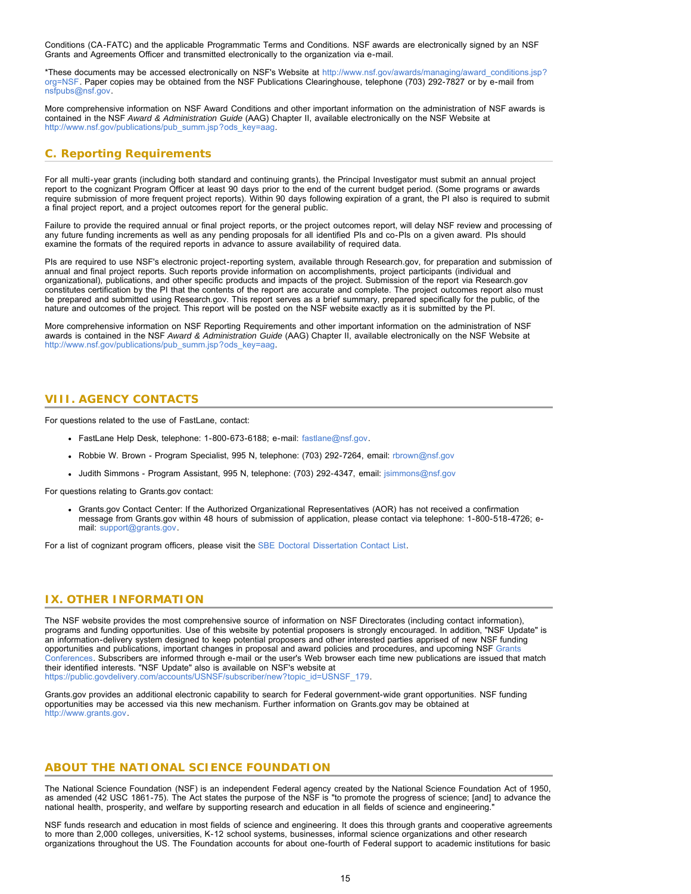Conditions (CA-FATC) and the applicable Programmatic Terms and Conditions. NSF awards are electronically signed by an NSF Grants and Agreements Officer and transmitted electronically to the organization via e-mail.

*These documents may be accessed electronically on NSF's Website at http://www.nsf.gov/awards/managing/award_conditions.jsp?org=NSF. Paper copies may be obtained from the NSF Publications Clearinghouse, telephone (703) 292-7827 or by e-mail from nsfpubs@nsf.gov.

More comprehensive information on NSF Award Conditions and other important information on the administration of NSF awards is contained in the NSF *Award & Administration Guide* (AAG) Chapter II, available electronically on the NSF Website at http://www.nsf.gov/publications/pub_summ.jsp?ods_key=aag.

## C. Reporting Requirements

For all multi-year grants (including both standard and continuing grants), the Principal Investigator must submit an annual project report to the cognizant Program Officer at least 90 days prior to the end of the current budget period. (Some programs or awards require submission of more frequent project reports). Within 90 days following expiration of a grant, the PI also is required to submit a final project report, and a project outcomes report for the general public.

Failure to provide the required annual or final project reports, or the project outcomes report, will delay NSF review and processing of any future funding increments as well as any pending proposals for all identified PIs and co-PIs on a given award. PIs should examine the formats of the required reports in advance to assure availability of required data.

PIs are required to use NSF's electronic project-reporting system, available through Research.gov, for preparation and submission of annual and final project reports. Such reports provide information on accomplishments, project participants (individual and organizational), publications, and other specific products and impacts of the project. Submission of the report via Research.gov constitutes certification by the PI that the contents of the report are accurate and complete. The project outcomes report also must be prepared and submitted using Research.gov. This report serves as a brief summary, prepared specifically for the public, of the nature and outcomes of the project. This report will be posted on the NSF website exactly as it is submitted by the PI.

More comprehensive information on NSF Reporting Requirements and other important information on the administration of NSF awards is contained in the NSF *Award & Administration Guide* (AAG) Chapter II, available electronically on the NSF Website at http://www.nsf.gov/publications/pub_summ.jsp?ods_key=aag.

## VIII. AGENCY CONTACTS

For questions related to the use of FastLane, contact:

- FastLane Help Desk, telephone: 1-800-673-6188; e-mail: fastlane@nsf.gov.
- Robbie W. Brown - Program Specialist, 995 N, telephone: (703) 292-7264, email: rbrown@nsf.gov
- Judith Simmons - Program Assistant, 995 N, telephone: (703) 292-4347, email: jsimmons@nsf.gov

For questions relating to Grants.gov contact:

- Grants.gov Contact Center: If the Authorized Organizational Representatives (AOR) has not received a confirmation message from Grants.gov within 48 hours of submission of application, please contact via telephone: 1-800-518-4726; e-mail: support@grants.gov.

For a list of cognizant program officers, please visit the SBE Doctoral Dissertation Contact List.

## IX. OTHER INFORMATION

The NSF website provides the most comprehensive source of information on NSF Directorates (including contact information), programs and funding opportunities. Use of this website by potential proposers is strongly encouraged. In addition, "NSF Update" is an information-delivery system designed to keep potential proposers and other interested parties apprised of new NSF funding opportunities and publications, important changes in proposal and award policies and procedures, and upcoming NSF Grants Conferences. Subscribers are informed through e-mail or the user's Web browser each time new publications are issued that match their identified interests. "NSF Update" also is available on NSF's website at https://public.govdelivery.com/accounts/USNSF/subscriber/new?topic_id=USNSF_179.

Grants.gov provides an additional electronic capability to search for Federal government-wide grant opportunities. NSF funding opportunities may be accessed via this new mechanism. Further information on Grants.gov may be obtained at http://www.grants.gov.

## ABOUT THE NATIONAL SCIENCE FOUNDATION

The National Science Foundation (NSF) is an independent Federal agency created by the National Science Foundation Act of 1950, as amended (42 USC 1861-75). The Act states the purpose of the NSF is "to promote the progress of science; [and] to advance the national health, prosperity, and welfare by supporting research and education in all fields of science and engineering."

NSF funds research and education in most fields of science and engineering. It does this through grants and cooperative agreements to more than 2,000 colleges, universities, K-12 school systems, businesses, informal science organizations and other research organizations throughout the US. The Foundation accounts for about one-fourth of Federal support to academic institutions for basic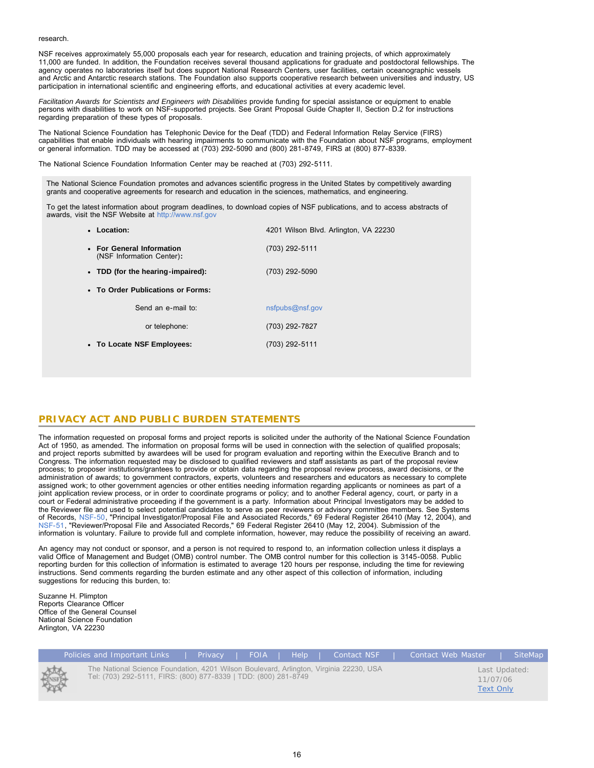research.

NSF receives approximately 55,000 proposals each year for research, education and training projects, of which approximately 11,000 are funded. In addition, the Foundation receives several thousand applications for graduate and postdoctoral fellowships. The agency operates no laboratories itself but does support National Research Centers, user facilities, certain oceanographic vessels and Arctic and Antarctic research stations. The Foundation also supports cooperative research between universities and industry, US participation in international scientific and engineering efforts, and educational activities at every academic level.

*Facilitation Awards for Scientists and Engineers with Disabilities* provide funding for special assistance or equipment to enable persons with disabilities to work on NSF-supported projects. See Grant Proposal Guide Chapter II, Section D.2 for instructions regarding preparation of these types of proposals.

The National Science Foundation has Telephonic Device for the Deaf (TDD) and Federal Information Relay Service (FIRS) capabilities that enable individuals with hearing impairments to communicate with the Foundation about NSF programs, employment or general information. TDD may be accessed at (703) 292-5090 and (800) 281-8749, FIRS at (800) 877-8339.

The National Science Foundation Information Center may be reached at (703) 292-5111.

The National Science Foundation promotes and advances scientific progress in the United States by competitively awarding grants and cooperative agreements for research and education in the sciences, mathematics, and engineering.

To get the latest information about program deadlines, to download copies of NSF publications, and to access abstracts of awards, visit the NSF Website at http://www.nsf.gov

| | |
|---|---|
| • **Location:** | 4201 Wilson Blvd. Arlington, VA 22230 |
| • **For General Information** (NSF Information Center)**:** | (703) 292-5111 |
| • **TDD (for the hearing-impaired):** | (703) 292-5090 |
| • **To Order Publications or Forms:** | |
| Send an e-mail to: | nsfpubs@nsf.gov |
| or telephone: | (703) 292-7827 |
| • **To Locate NSF Employees:** | (703) 292-5111 |

## PRIVACY ACT AND PUBLIC BURDEN STATEMENTS

The information requested on proposal forms and project reports is solicited under the authority of the National Science Foundation Act of 1950, as amended. The information on proposal forms will be used in connection with the selection of qualified proposals; and project reports submitted by awardees will be used for program evaluation and reporting within the Executive Branch and to Congress. The information requested may be disclosed to qualified reviewers and staff assistants as part of the proposal review process; to proposer institutions/grantees to provide or obtain data regarding the proposal review process, award decisions, or the administration of awards; to government contractors, experts, volunteers and researchers and educators as necessary to complete assigned work; to other government agencies or other entities needing information regarding applicants or nominees as part of a joint application review process, or in order to coordinate programs or policy; and to another Federal agency, court, or party in a court or Federal administrative proceeding if the government is a party. Information about Principal Investigators may be added to the Reviewer file and used to select potential candidates to serve as peer reviewers or advisory committee members. See Systems of Records, NSF-50, "Principal Investigator/Proposal File and Associated Records," 69 Federal Register 26410 (May 12, 2004), and NSF-51, "Reviewer/Proposal File and Associated Records," 69 Federal Register 26410 (May 12, 2004). Submission of the information is voluntary. Failure to provide full and complete information, however, may reduce the possibility of receiving an award.

An agency may not conduct or sponsor, and a person is not required to respond to, an information collection unless it displays a valid Office of Management and Budget (OMB) control number. The OMB control number for this collection is 3145-0058. Public reporting burden for this collection of information is estimated to average 120 hours per response, including the time for reviewing instructions. Send comments regarding the burden estimate and any other aspect of this collection of information, including suggestions for reducing this burden, to:

Suzanne H. Plimpton
Reports Clearance Officer
Office of the General Counsel
National Science Foundation
Arlington, VA 22230

Policies and Important Links | Privacy | FOIA | Help | Contact NSF | Contact Web Master | SiteMap

The National Science Foundation, 4201 Wilson Boulevard, Arlington, Virginia 22230, USA
Tel: (703) 292-5111, FIRS: (800) 877-8339 | TDD: (800) 281-8749

Last Updated: 11/07/06
Text Only